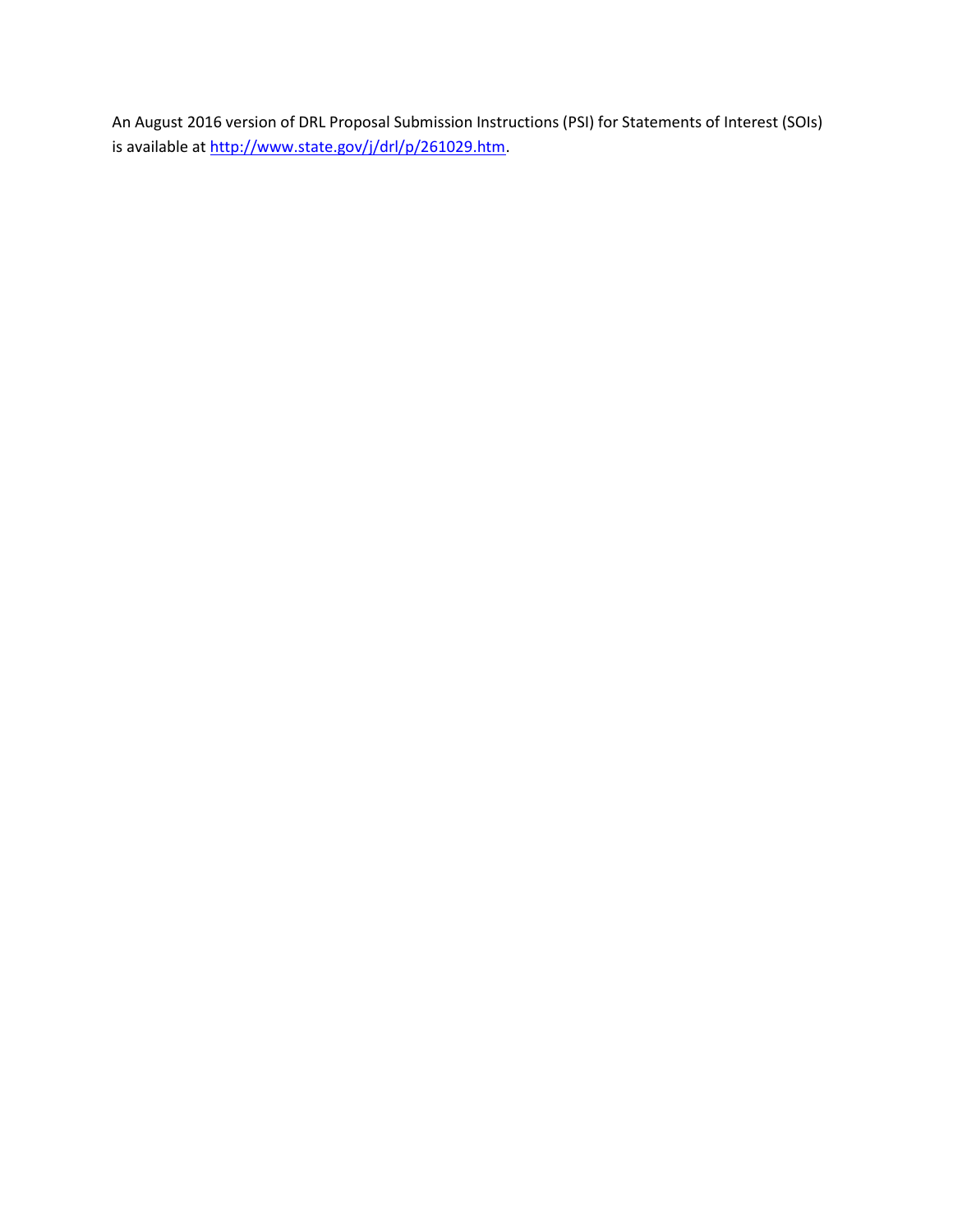An August 2016 version of DRL Proposal Submission Instructions (PSI) for Statements of Interest (SOIs) is available at [http://www.state.gov/j/drl/p/261029.htm](http://www.state.gov/j/drl/p/261029.htm).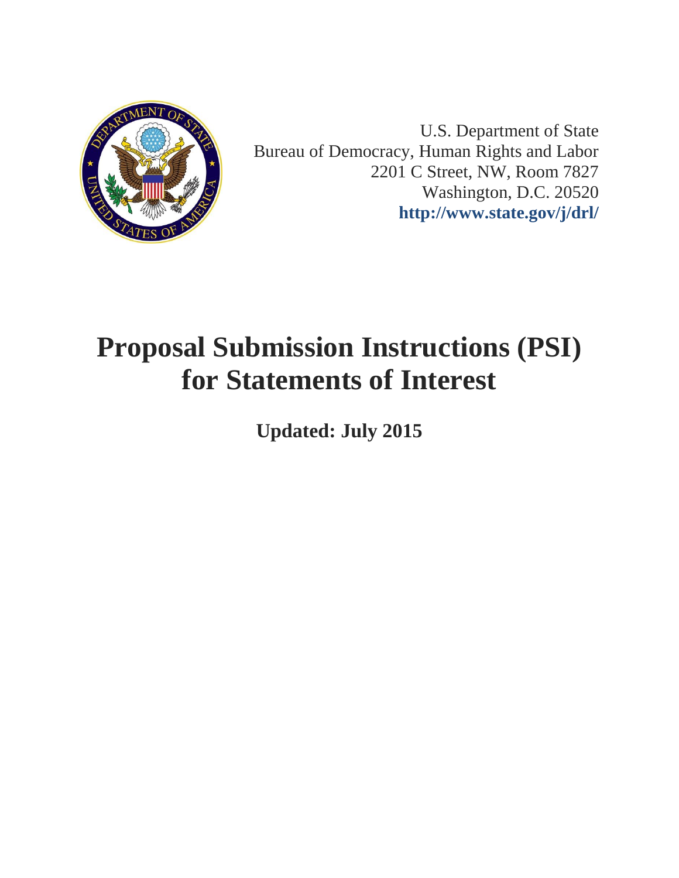U.S. Department of State
Bureau of Democracy, Human Rights and Labor
2201 C Street, NW, Room 7827
Washington, D.C. 20520
**http://www.state.gov/j/drl/**

# Proposal Submission Instructions (PSI) for Statements of Interest

**Updated: July 2015**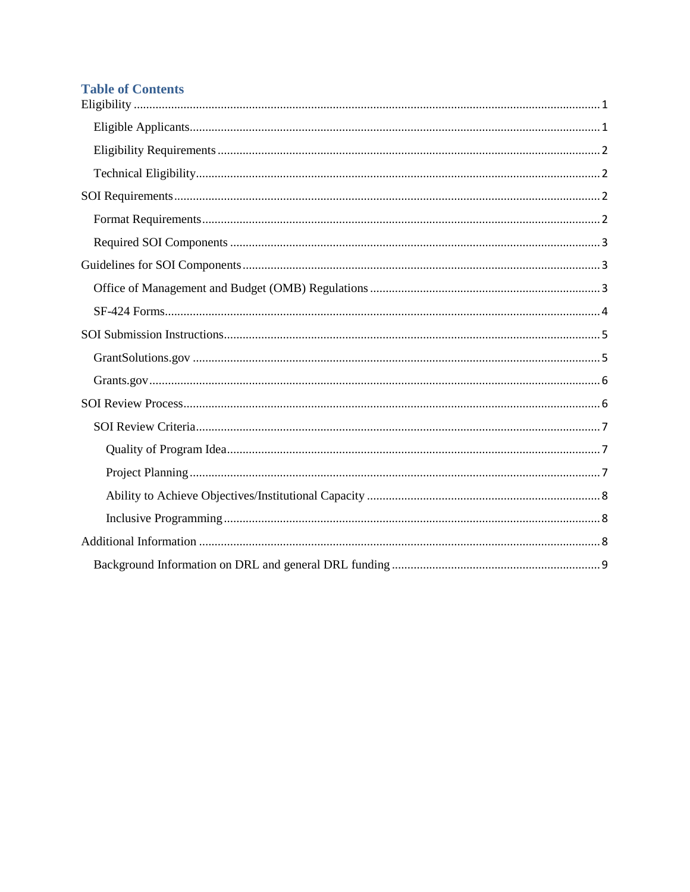## Table of Contents

- Eligibility ........ 1
  - Eligible Applicants ........ 1
  - Eligibility Requirements ........ 2
  - Technical Eligibility ........ 2
- SOI Requirements ........ 2
  - Format Requirements ........ 2
  - Required SOI Components ........ 3
- Guidelines for SOI Components ........ 3
  - Office of Management and Budget (OMB) Regulations ........ 3
  - SF-424 Forms ........ 4
- SOI Submission Instructions ........ 5
  - GrantSolutions.gov ........ 5
  - Grants.gov ........ 6
- SOI Review Process ........ 6
  - SOI Review Criteria ........ 7
    - Quality of Program Idea ........ 7
    - Project Planning ........ 7
    - Ability to Achieve Objectives/Institutional Capacity ........ 8
    - Inclusive Programming ........ 8
- Additional Information ........ 8
  - Background Information on DRL and general DRL funding ........ 9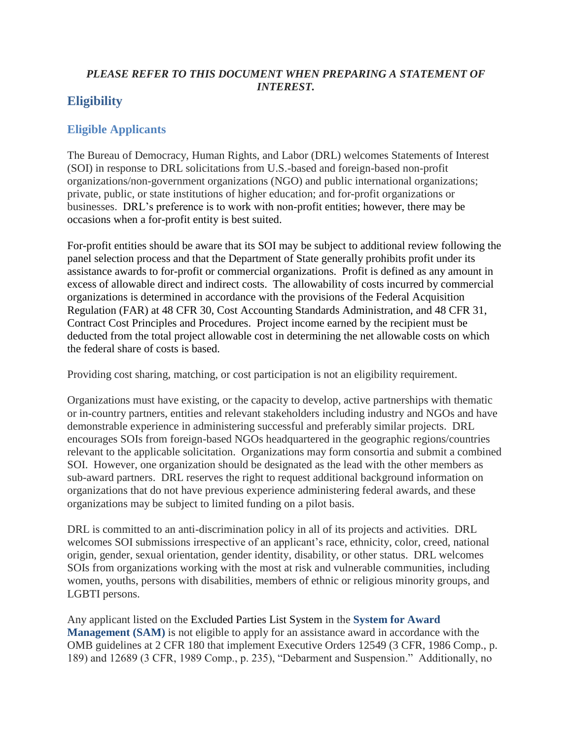***PLEASE REFER TO THIS DOCUMENT WHEN PREPARING A STATEMENT OF INTEREST.***

# Eligibility

## Eligible Applicants

The Bureau of Democracy, Human Rights, and Labor (DRL) welcomes Statements of Interest (SOI) in response to DRL solicitations from U.S.-based and foreign-based non-profit organizations/non-government organizations (NGO) and public international organizations; private, public, or state institutions of higher education; and for-profit organizations or businesses. DRL's preference is to work with non-profit entities; however, there may be occasions when a for-profit entity is best suited.

For-profit entities should be aware that its SOI may be subject to additional review following the panel selection process and that the Department of State generally prohibits profit under its assistance awards to for-profit or commercial organizations. Profit is defined as any amount in excess of allowable direct and indirect costs. The allowability of costs incurred by commercial organizations is determined in accordance with the provisions of the Federal Acquisition Regulation (FAR) at 48 CFR 30, Cost Accounting Standards Administration, and 48 CFR 31, Contract Cost Principles and Procedures. Project income earned by the recipient must be deducted from the total project allowable cost in determining the net allowable costs on which the federal share of costs is based.

Providing cost sharing, matching, or cost participation is not an eligibility requirement.

Organizations must have existing, or the capacity to develop, active partnerships with thematic or in-country partners, entities and relevant stakeholders including industry and NGOs and have demonstrable experience in administering successful and preferably similar projects. DRL encourages SOIs from foreign-based NGOs headquartered in the geographic regions/countries relevant to the applicable solicitation. Organizations may form consortia and submit a combined SOI. However, one organization should be designated as the lead with the other members as sub-award partners. DRL reserves the right to request additional background information on organizations that do not have previous experience administering federal awards, and these organizations may be subject to limited funding on a pilot basis.

DRL is committed to an anti-discrimination policy in all of its projects and activities. DRL welcomes SOI submissions irrespective of an applicant's race, ethnicity, color, creed, national origin, gender, sexual orientation, gender identity, disability, or other status. DRL welcomes SOIs from organizations working with the most at risk and vulnerable communities, including women, youths, persons with disabilities, members of ethnic or religious minority groups, and LGBTI persons.

Any applicant listed on the Excluded Parties List System in the **System for Award Management (SAM)** is not eligible to apply for an assistance award in accordance with the OMB guidelines at 2 CFR 180 that implement Executive Orders 12549 (3 CFR, 1986 Comp., p. 189) and 12689 (3 CFR, 1989 Comp., p. 235), "Debarment and Suspension." Additionally, no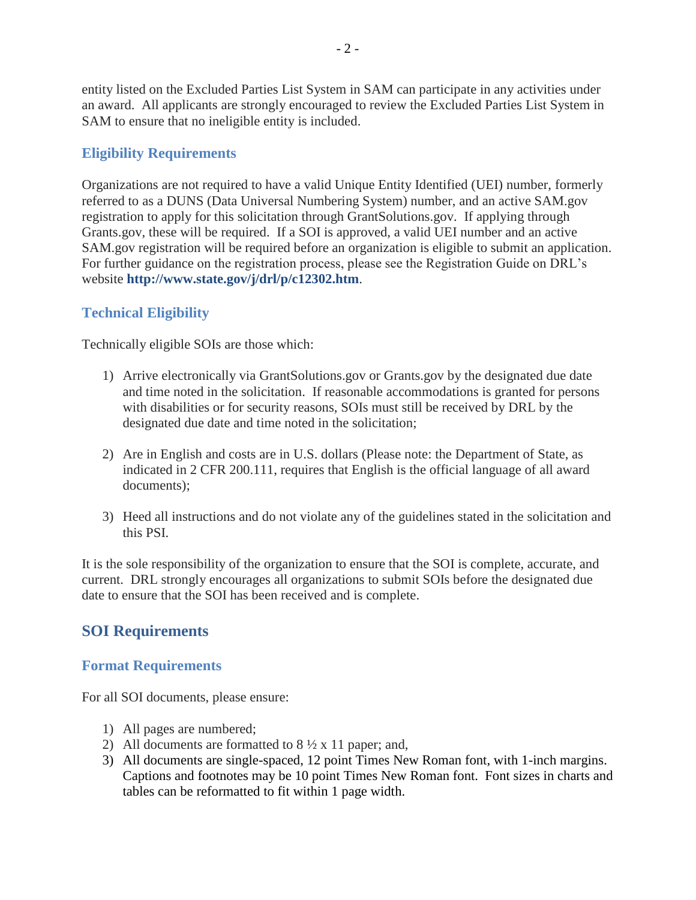entity listed on the Excluded Parties List System in SAM can participate in any activities under an award. All applicants are strongly encouraged to review the Excluded Parties List System in SAM to ensure that no ineligible entity is included.

### Eligibility Requirements

Organizations are not required to have a valid Unique Entity Identified (UEI) number, formerly referred to as a DUNS (Data Universal Numbering System) number, and an active SAM.gov registration to apply for this solicitation through GrantSolutions.gov. If applying through Grants.gov, these will be required. If a SOI is approved, a valid UEI number and an active SAM.gov registration will be required before an organization is eligible to submit an application. For further guidance on the registration process, please see the Registration Guide on DRL's website **http://www.state.gov/j/drl/p/c12302.htm**.

### Technical Eligibility

Technically eligible SOIs are those which:

1) Arrive electronically via GrantSolutions.gov or Grants.gov by the designated due date and time noted in the solicitation. If reasonable accommodations is granted for persons with disabilities or for security reasons, SOIs must still be received by DRL by the designated due date and time noted in the solicitation;

2) Are in English and costs are in U.S. dollars (Please note: the Department of State, as indicated in 2 CFR 200.111, requires that English is the official language of all award documents);

3) Heed all instructions and do not violate any of the guidelines stated in the solicitation and this PSI.

It is the sole responsibility of the organization to ensure that the SOI is complete, accurate, and current. DRL strongly encourages all organizations to submit SOIs before the designated due date to ensure that the SOI has been received and is complete.

## SOI Requirements

### Format Requirements

For all SOI documents, please ensure:

1) All pages are numbered;
2) All documents are formatted to 8 ½ x 11 paper; and,
3) All documents are single-spaced, 12 point Times New Roman font, with 1-inch margins. Captions and footnotes may be 10 point Times New Roman font. Font sizes in charts and tables can be reformatted to fit within 1 page width.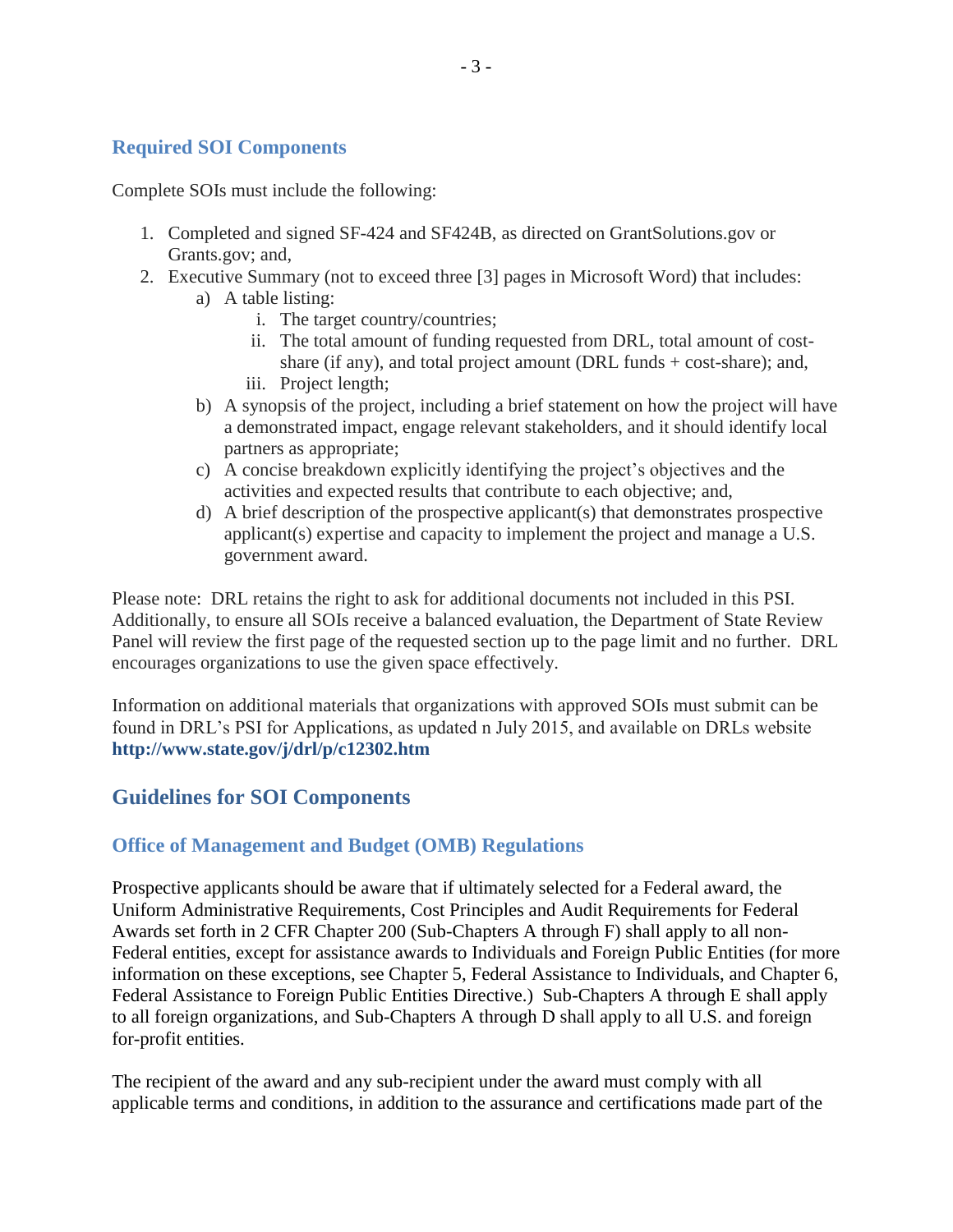### Required SOI Components

Complete SOIs must include the following:

1. Completed and signed SF-424 and SF424B, as directed on GrantSolutions.gov or Grants.gov; and,
2. Executive Summary (not to exceed three [3] pages in Microsoft Word) that includes:
    a) A table listing:
        i. The target country/countries;
        ii. The total amount of funding requested from DRL, total amount of cost-share (if any), and total project amount (DRL funds + cost-share); and,
        iii. Project length;
    b) A synopsis of the project, including a brief statement on how the project will have a demonstrated impact, engage relevant stakeholders, and it should identify local partners as appropriate;
    c) A concise breakdown explicitly identifying the project's objectives and the activities and expected results that contribute to each objective; and,
    d) A brief description of the prospective applicant(s) that demonstrates prospective applicant(s) expertise and capacity to implement the project and manage a U.S. government award.

Please note: DRL retains the right to ask for additional documents not included in this PSI. Additionally, to ensure all SOIs receive a balanced evaluation, the Department of State Review Panel will review the first page of the requested section up to the page limit and no further. DRL encourages organizations to use the given space effectively.

Information on additional materials that organizations with approved SOIs must submit can be found in DRL's PSI for Applications, as updated n July 2015, and available on DRLs website **http://www.state.gov/j/drl/p/c12302.htm**

## Guidelines for SOI Components

### Office of Management and Budget (OMB) Regulations

Prospective applicants should be aware that if ultimately selected for a Federal award, the Uniform Administrative Requirements, Cost Principles and Audit Requirements for Federal Awards set forth in 2 CFR Chapter 200 (Sub-Chapters A through F) shall apply to all non-Federal entities, except for assistance awards to Individuals and Foreign Public Entities (for more information on these exceptions, see Chapter 5, Federal Assistance to Individuals, and Chapter 6, Federal Assistance to Foreign Public Entities Directive.) Sub-Chapters A through E shall apply to all foreign organizations, and Sub-Chapters A through D shall apply to all U.S. and foreign for-profit entities.

The recipient of the award and any sub-recipient under the award must comply with all applicable terms and conditions, in addition to the assurance and certifications made part of the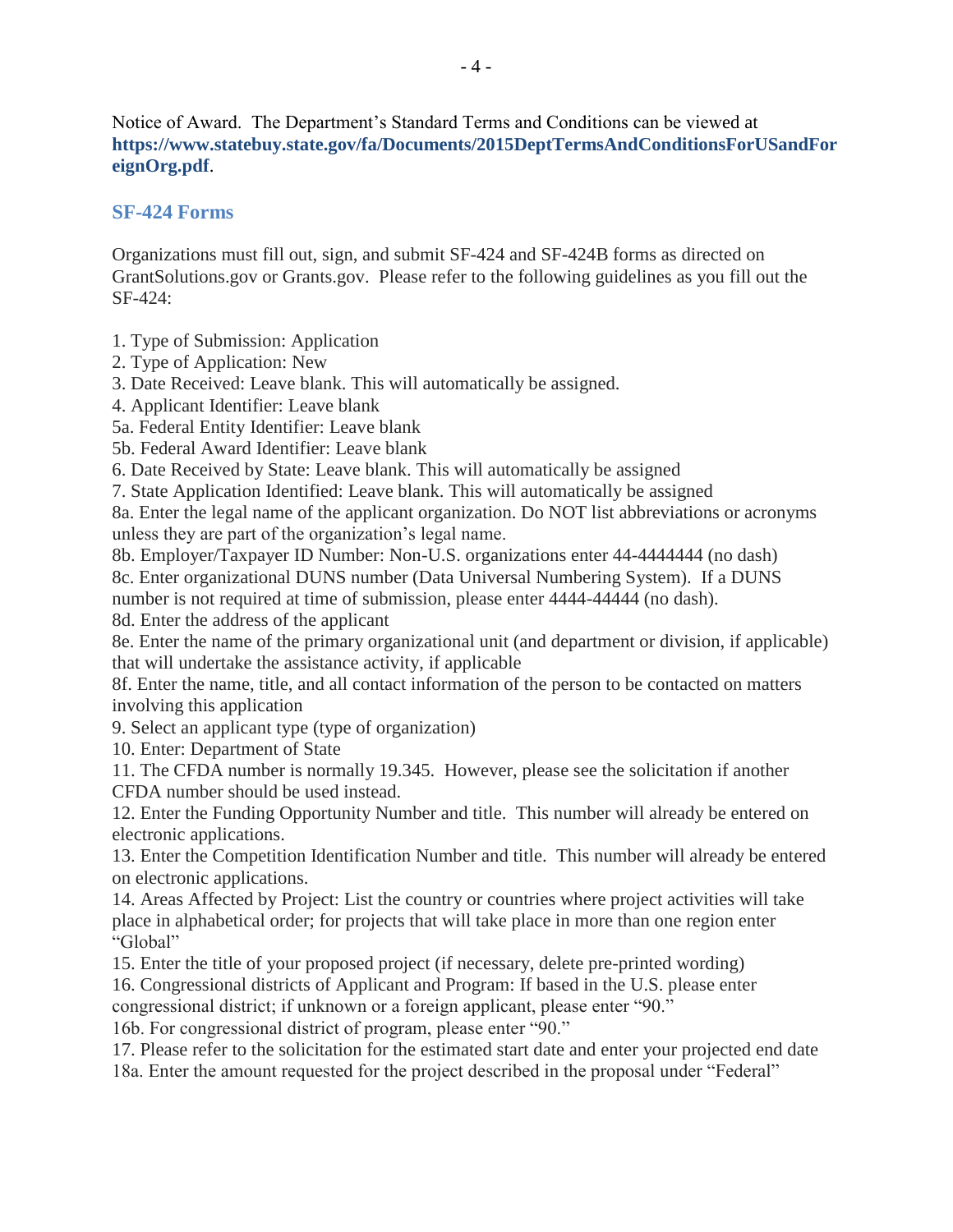Notice of Award. The Department's Standard Terms and Conditions can be viewed at **https://www.statebuy.state.gov/fa/Documents/2015DeptTermsAndConditionsForUSandForeignOrg.pdf**.

## SF-424 Forms

Organizations must fill out, sign, and submit SF-424 and SF-424B forms as directed on GrantSolutions.gov or Grants.gov. Please refer to the following guidelines as you fill out the SF-424:

1. Type of Submission: Application
2. Type of Application: New
3. Date Received: Leave blank. This will automatically be assigned.
4. Applicant Identifier: Leave blank

5a. Federal Entity Identifier: Leave blank
5b. Federal Award Identifier: Leave blank

6. Date Received by State: Leave blank. This will automatically be assigned
7. State Application Identified: Leave blank. This will automatically be assigned

8a. Enter the legal name of the applicant organization. Do NOT list abbreviations or acronyms unless they are part of the organization's legal name.
8b. Employer/Taxpayer ID Number: Non-U.S. organizations enter 44-4444444 (no dash)
8c. Enter organizational DUNS number (Data Universal Numbering System). If a DUNS number is not required at time of submission, please enter 4444-44444 (no dash).
8d. Enter the address of the applicant
8e. Enter the name of the primary organizational unit (and department or division, if applicable) that will undertake the assistance activity, if applicable
8f. Enter the name, title, and all contact information of the person to be contacted on matters involving this application

9. Select an applicant type (type of organization)
10. Enter: Department of State
11. The CFDA number is normally 19.345. However, please see the solicitation if another CFDA number should be used instead.
12. Enter the Funding Opportunity Number and title. This number will already be entered on electronic applications.
13. Enter the Competition Identification Number and title. This number will already be entered on electronic applications.
14. Areas Affected by Project: List the country or countries where project activities will take place in alphabetical order; for projects that will take place in more than one region enter "Global"
15. Enter the title of your proposed project (if necessary, delete pre-printed wording)
16. Congressional districts of Applicant and Program: If based in the U.S. please enter congressional district; if unknown or a foreign applicant, please enter "90."

16b. For congressional district of program, please enter "90."

17. Please refer to the solicitation for the estimated start date and enter your projected end date

18a. Enter the amount requested for the project described in the proposal under "Federal"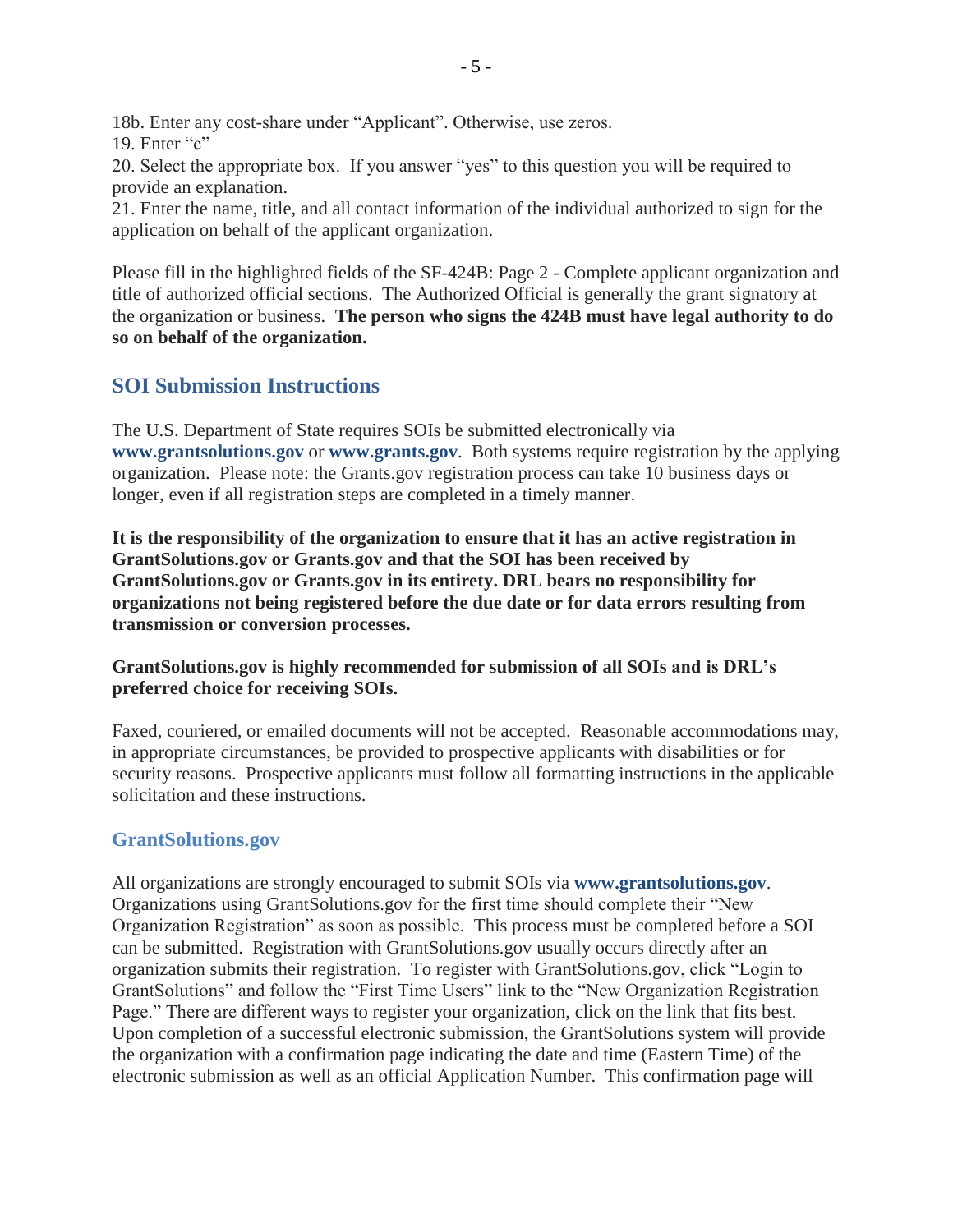18b. Enter any cost-share under "Applicant". Otherwise, use zeros.
19. Enter "c"
20. Select the appropriate box. If you answer "yes" to this question you will be required to provide an explanation.
21. Enter the name, title, and all contact information of the individual authorized to sign for the application on behalf of the applicant organization.

Please fill in the highlighted fields of the SF-424B: Page 2 - Complete applicant organization and title of authorized official sections. The Authorized Official is generally the grant signatory at the organization or business. **The person who signs the 424B must have legal authority to do so on behalf of the organization.**

## SOI Submission Instructions

The U.S. Department of State requires SOIs be submitted electronically via **www.grantsolutions.gov** or **www.grants.gov**. Both systems require registration by the applying organization. Please note: the Grants.gov registration process can take 10 business days or longer, even if all registration steps are completed in a timely manner.

**It is the responsibility of the organization to ensure that it has an active registration in GrantSolutions.gov or Grants.gov and that the SOI has been received by GrantSolutions.gov or Grants.gov in its entirety. DRL bears no responsibility for organizations not being registered before the due date or for data errors resulting from transmission or conversion processes.**

**GrantSolutions.gov is highly recommended for submission of all SOIs and is DRL's preferred choice for receiving SOIs.**

Faxed, couriered, or emailed documents will not be accepted. Reasonable accommodations may, in appropriate circumstances, be provided to prospective applicants with disabilities or for security reasons. Prospective applicants must follow all formatting instructions in the applicable solicitation and these instructions.

### GrantSolutions.gov

All organizations are strongly encouraged to submit SOIs via **www.grantsolutions.gov**. Organizations using GrantSolutions.gov for the first time should complete their "New Organization Registration" as soon as possible. This process must be completed before a SOI can be submitted. Registration with GrantSolutions.gov usually occurs directly after an organization submits their registration. To register with GrantSolutions.gov, click "Login to GrantSolutions" and follow the "First Time Users" link to the "New Organization Registration Page." There are different ways to register your organization, click on the link that fits best. Upon completion of a successful electronic submission, the GrantSolutions system will provide the organization with a confirmation page indicating the date and time (Eastern Time) of the electronic submission as well as an official Application Number. This confirmation page will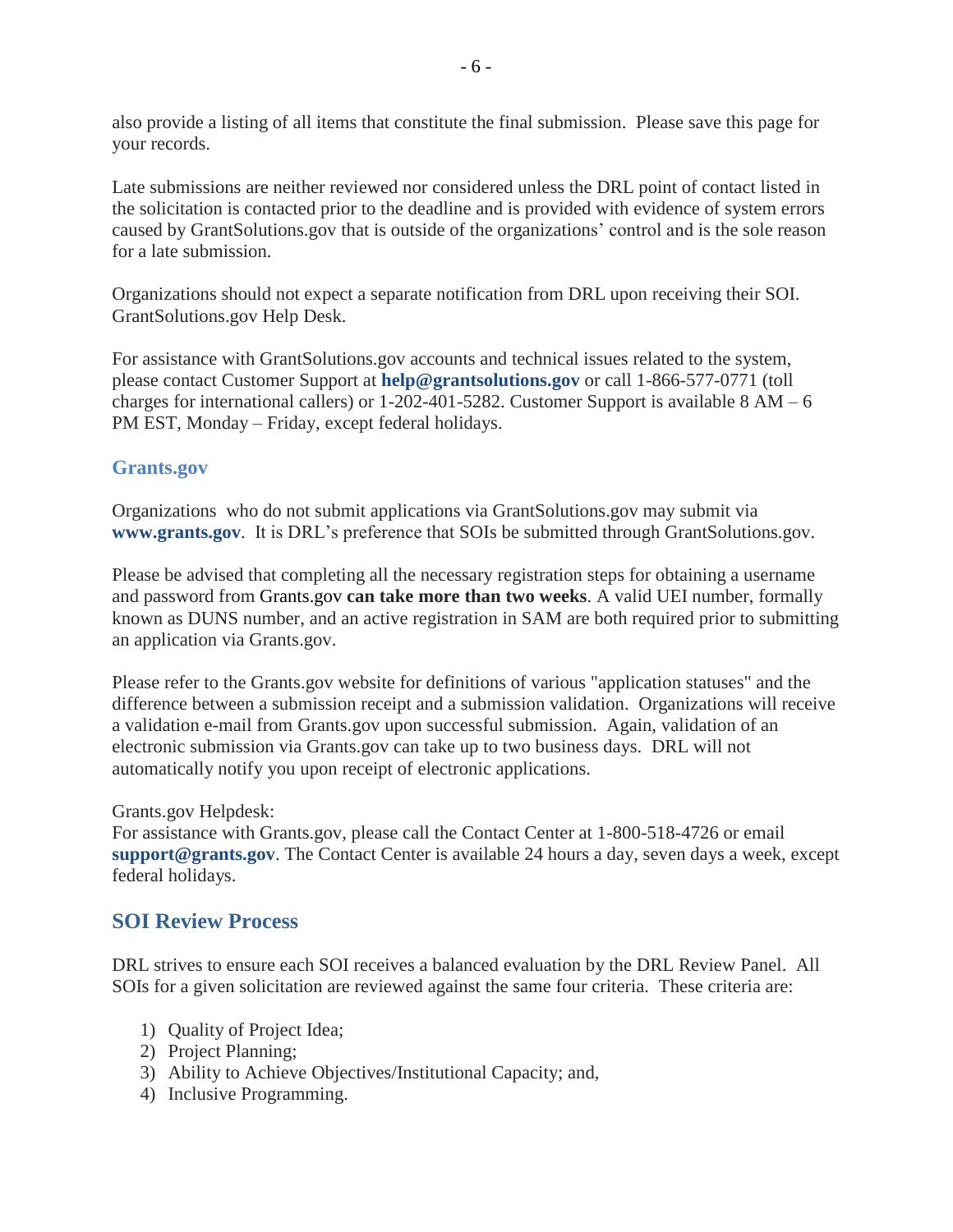also provide a listing of all items that constitute the final submission. Please save this page for your records.

Late submissions are neither reviewed nor considered unless the DRL point of contact listed in the solicitation is contacted prior to the deadline and is provided with evidence of system errors caused by GrantSolutions.gov that is outside of the organizations' control and is the sole reason for a late submission.

Organizations should not expect a separate notification from DRL upon receiving their SOI. GrantSolutions.gov Help Desk.

For assistance with GrantSolutions.gov accounts and technical issues related to the system, please contact Customer Support at **help@grantsolutions.gov** or call 1-866-577-0771 (toll charges for international callers) or 1-202-401-5282. Customer Support is available 8 AM – 6 PM EST, Monday – Friday, except federal holidays.

### Grants.gov

Organizations who do not submit applications via GrantSolutions.gov may submit via **www.grants.gov**. It is DRL's preference that SOIs be submitted through GrantSolutions.gov.

Please be advised that completing all the necessary registration steps for obtaining a username and password from Grants.gov **can take more than two weeks**. A valid UEI number, formally known as DUNS number, and an active registration in SAM are both required prior to submitting an application via Grants.gov.

Please refer to the Grants.gov website for definitions of various "application statuses" and the difference between a submission receipt and a submission validation. Organizations will receive a validation e-mail from Grants.gov upon successful submission. Again, validation of an electronic submission via Grants.gov can take up to two business days. DRL will not automatically notify you upon receipt of electronic applications.

Grants.gov Helpdesk:
For assistance with Grants.gov, please call the Contact Center at 1-800-518-4726 or email **support@grants.gov**. The Contact Center is available 24 hours a day, seven days a week, except federal holidays.

## SOI Review Process

DRL strives to ensure each SOI receives a balanced evaluation by the DRL Review Panel. All SOIs for a given solicitation are reviewed against the same four criteria. These criteria are:

1) Quality of Project Idea;
2) Project Planning;
3) Ability to Achieve Objectives/Institutional Capacity; and,
4) Inclusive Programming.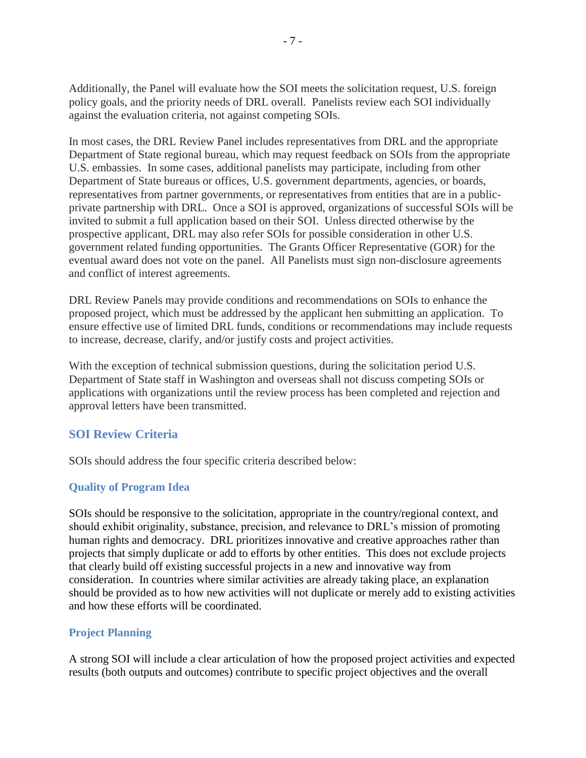Additionally, the Panel will evaluate how the SOI meets the solicitation request, U.S. foreign policy goals, and the priority needs of DRL overall. Panelists review each SOI individually against the evaluation criteria, not against competing SOIs.

In most cases, the DRL Review Panel includes representatives from DRL and the appropriate Department of State regional bureau, which may request feedback on SOIs from the appropriate U.S. embassies. In some cases, additional panelists may participate, including from other Department of State bureaus or offices, U.S. government departments, agencies, or boards, representatives from partner governments, or representatives from entities that are in a public-private partnership with DRL. Once a SOI is approved, organizations of successful SOIs will be invited to submit a full application based on their SOI. Unless directed otherwise by the prospective applicant, DRL may also refer SOIs for possible consideration in other U.S. government related funding opportunities. The Grants Officer Representative (GOR) for the eventual award does not vote on the panel. All Panelists must sign non-disclosure agreements and conflict of interest agreements.

DRL Review Panels may provide conditions and recommendations on SOIs to enhance the proposed project, which must be addressed by the applicant hen submitting an application. To ensure effective use of limited DRL funds, conditions or recommendations may include requests to increase, decrease, clarify, and/or justify costs and project activities.

With the exception of technical submission questions, during the solicitation period U.S. Department of State staff in Washington and overseas shall not discuss competing SOIs or applications with organizations until the review process has been completed and rejection and approval letters have been transmitted.

## SOI Review Criteria

SOIs should address the four specific criteria described below:

### Quality of Program Idea

SOIs should be responsive to the solicitation, appropriate in the country/regional context, and should exhibit originality, substance, precision, and relevance to DRL's mission of promoting human rights and democracy. DRL prioritizes innovative and creative approaches rather than projects that simply duplicate or add to efforts by other entities. This does not exclude projects that clearly build off existing successful projects in a new and innovative way from consideration. In countries where similar activities are already taking place, an explanation should be provided as to how new activities will not duplicate or merely add to existing activities and how these efforts will be coordinated.

### Project Planning

A strong SOI will include a clear articulation of how the proposed project activities and expected results (both outputs and outcomes) contribute to specific project objectives and the overall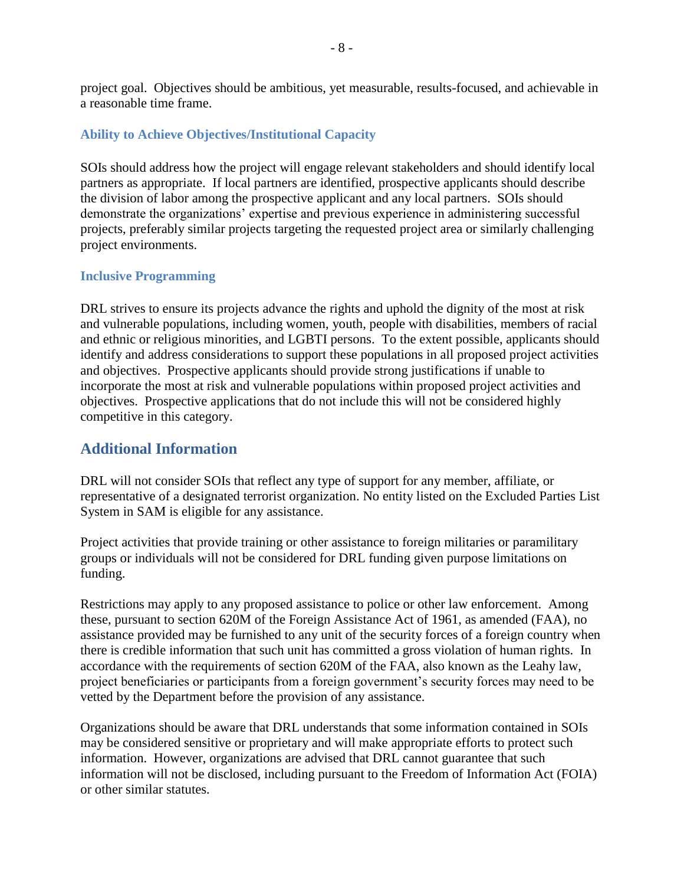project goal. Objectives should be ambitious, yet measurable, results-focused, and achievable in a reasonable time frame.

### Ability to Achieve Objectives/Institutional Capacity

SOIs should address how the project will engage relevant stakeholders and should identify local partners as appropriate. If local partners are identified, prospective applicants should describe the division of labor among the prospective applicant and any local partners. SOIs should demonstrate the organizations' expertise and previous experience in administering successful projects, preferably similar projects targeting the requested project area or similarly challenging project environments.

### Inclusive Programming

DRL strives to ensure its projects advance the rights and uphold the dignity of the most at risk and vulnerable populations, including women, youth, people with disabilities, members of racial and ethnic or religious minorities, and LGBTI persons. To the extent possible, applicants should identify and address considerations to support these populations in all proposed project activities and objectives. Prospective applicants should provide strong justifications if unable to incorporate the most at risk and vulnerable populations within proposed project activities and objectives. Prospective applications that do not include this will not be considered highly competitive in this category.

## Additional Information

DRL will not consider SOIs that reflect any type of support for any member, affiliate, or representative of a designated terrorist organization. No entity listed on the Excluded Parties List System in SAM is eligible for any assistance.

Project activities that provide training or other assistance to foreign militaries or paramilitary groups or individuals will not be considered for DRL funding given purpose limitations on funding.

Restrictions may apply to any proposed assistance to police or other law enforcement. Among these, pursuant to section 620M of the Foreign Assistance Act of 1961, as amended (FAA), no assistance provided may be furnished to any unit of the security forces of a foreign country when there is credible information that such unit has committed a gross violation of human rights. In accordance with the requirements of section 620M of the FAA, also known as the Leahy law, project beneficiaries or participants from a foreign government's security forces may need to be vetted by the Department before the provision of any assistance.

Organizations should be aware that DRL understands that some information contained in SOIs may be considered sensitive or proprietary and will make appropriate efforts to protect such information. However, organizations are advised that DRL cannot guarantee that such information will not be disclosed, including pursuant to the Freedom of Information Act (FOIA) or other similar statutes.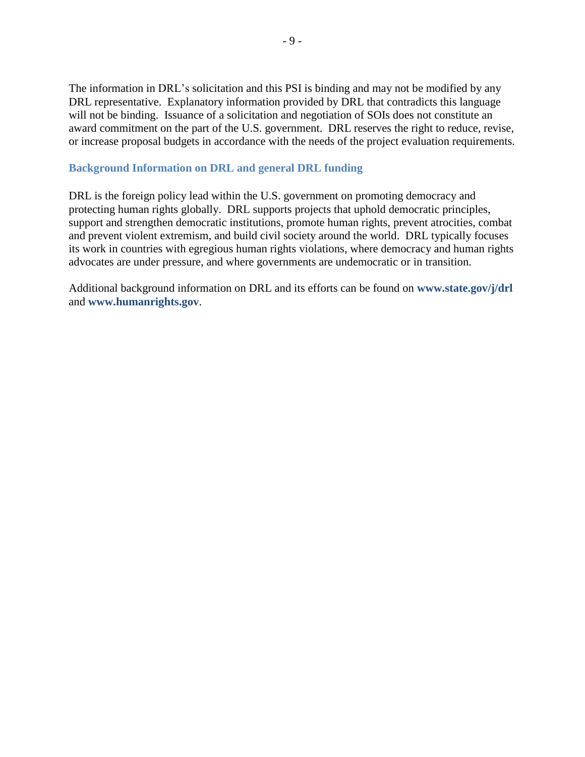The information in DRL's solicitation and this PSI is binding and may not be modified by any DRL representative. Explanatory information provided by DRL that contradicts this language will not be binding. Issuance of a solicitation and negotiation of SOIs does not constitute an award commitment on the part of the U.S. government. DRL reserves the right to reduce, revise, or increase proposal budgets in accordance with the needs of the project evaluation requirements.

## Background Information on DRL and general DRL funding

DRL is the foreign policy lead within the U.S. government on promoting democracy and protecting human rights globally. DRL supports projects that uphold democratic principles, support and strengthen democratic institutions, promote human rights, prevent atrocities, combat and prevent violent extremism, and build civil society around the world. DRL typically focuses its work in countries with egregious human rights violations, where democracy and human rights advocates are under pressure, and where governments are undemocratic or in transition.

Additional background information on DRL and its efforts can be found on **www.state.gov/j/drl** and **www.humanrights.gov**.